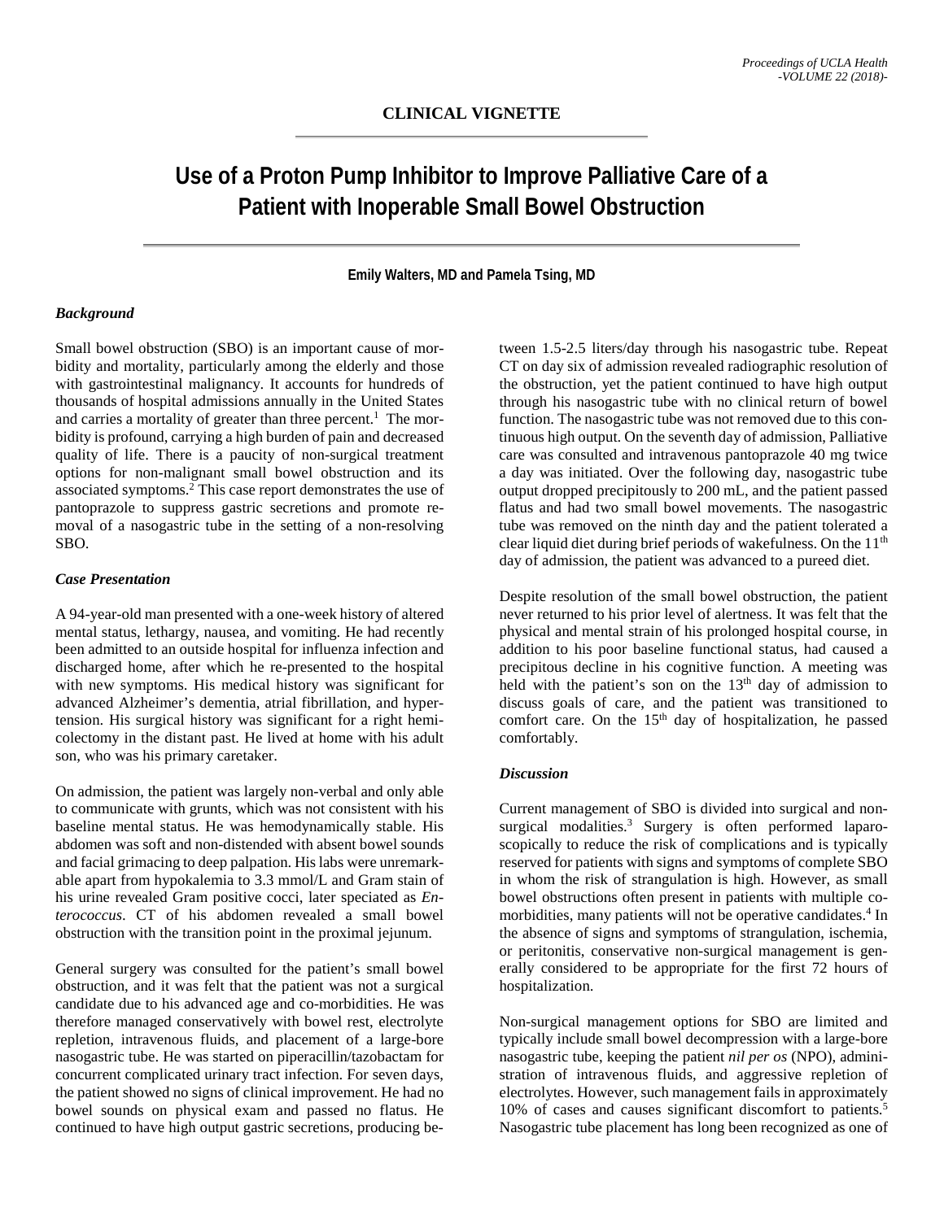**CLINICAL VIGNETTE**

# Use of a Proton Pump Inhibitor to Improve Palliative Care of a Patient with Inoperable Small Bowel Obstruction

**Emily Walters, MD and Pamela Tsing, MD**

### *Background*

Small bowel obstruction (SBO) is an important cause of morbidity and mortality, particularly among the elderly and those with gastrointestinal malignancy. It accounts for hundreds of thousands of hospital admissions annually in the United States and carries a mortality of greater than three percent.[1] The morbidity is profound, carrying a high burden of pain and decreased quality of life. There is a paucity of non-surgical treatment options for non-malignant small bowel obstruction and its associated symptoms.[2] This case report demonstrates the use of pantoprazole to suppress gastric secretions and promote removal of a nasogastric tube in the setting of a non-resolving SBO.

### *Case Presentation*

A 94-year-old man presented with a one-week history of altered mental status, lethargy, nausea, and vomiting. He had recently been admitted to an outside hospital for influenza infection and discharged home, after which he re-presented to the hospital with new symptoms. His medical history was significant for advanced Alzheimer's dementia, atrial fibrillation, and hypertension. His surgical history was significant for a right hemicolectomy in the distant past. He lived at home with his adult son, who was his primary caretaker.

On admission, the patient was largely non-verbal and only able to communicate with grunts, which was not consistent with his baseline mental status. He was hemodynamically stable. His abdomen was soft and non-distended with absent bowel sounds and facial grimacing to deep palpation. His labs were unremarkable apart from hypokalemia to 3.3 mmol/L and Gram stain of his urine revealed Gram positive cocci, later speciated as *Enterococcus*. CT of his abdomen revealed a small bowel obstruction with the transition point in the proximal jejunum.

General surgery was consulted for the patient's small bowel obstruction, and it was felt that the patient was not a surgical candidate due to his advanced age and co-morbidities. He was therefore managed conservatively with bowel rest, electrolyte repletion, intravenous fluids, and placement of a large-bore nasogastric tube. He was started on piperacillin/tazobactam for concurrent complicated urinary tract infection. For seven days, the patient showed no signs of clinical improvement. He had no bowel sounds on physical exam and passed no flatus. He continued to have high output gastric secretions, producing between 1.5-2.5 liters/day through his nasogastric tube. Repeat CT on day six of admission revealed radiographic resolution of the obstruction, yet the patient continued to have high output through his nasogastric tube with no clinical return of bowel function. The nasogastric tube was not removed due to this continuous high output. On the seventh day of admission, Palliative care was consulted and intravenous pantoprazole 40 mg twice a day was initiated. Over the following day, nasogastric tube output dropped precipitously to 200 mL, and the patient passed flatus and had two small bowel movements. The nasogastric tube was removed on the ninth day and the patient tolerated a clear liquid diet during brief periods of wakefulness. On the 11th day of admission, the patient was advanced to a pureed diet.

Despite resolution of the small bowel obstruction, the patient never returned to his prior level of alertness. It was felt that the physical and mental strain of his prolonged hospital course, in addition to his poor baseline functional status, had caused a precipitous decline in his cognitive function. A meeting was held with the patient's son on the 13th day of admission to discuss goals of care, and the patient was transitioned to comfort care. On the 15th day of hospitalization, he passed comfortably.

### *Discussion*

Current management of SBO is divided into surgical and non-surgical modalities.[3] Surgery is often performed laparoscopically to reduce the risk of complications and is typically reserved for patients with signs and symptoms of complete SBO in whom the risk of strangulation is high. However, as small bowel obstructions often present in patients with multiple co-morbidities, many patients will not be operative candidates.[4] In the absence of signs and symptoms of strangulation, ischemia, or peritonitis, conservative non-surgical management is generally considered to be appropriate for the first 72 hours of hospitalization.

Non-surgical management options for SBO are limited and typically include small bowel decompression with a large-bore nasogastric tube, keeping the patient *nil per os* (NPO), administration of intravenous fluids, and aggressive repletion of electrolytes. However, such management fails in approximately 10% of cases and causes significant discomfort to patients.[5] Nasogastric tube placement has long been recognized as one of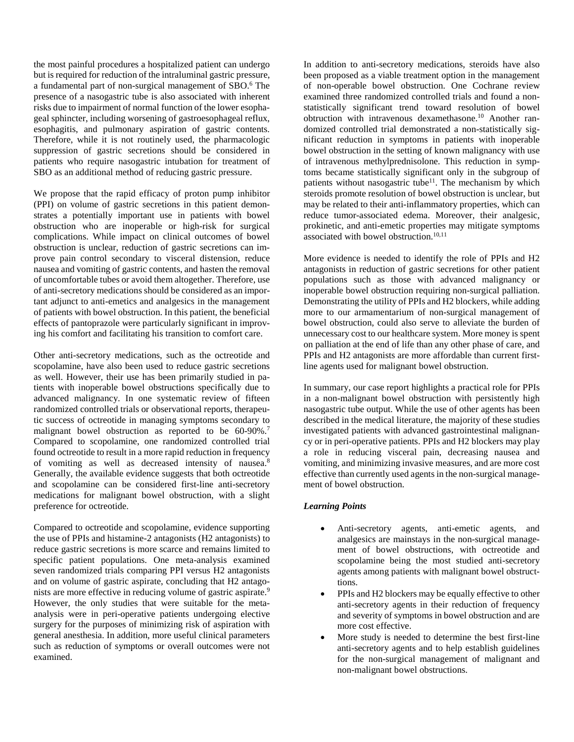the most painful procedures a hospitalized patient can undergo but is required for reduction of the intraluminal gastric pressure, a fundamental part of non-surgical management of SBO.[6] The presence of a nasogastric tube is also associated with inherent risks due to impairment of normal function of the lower esophageal sphincter, including worsening of gastroesophageal reflux, esophagitis, and pulmonary aspiration of gastric contents. Therefore, while it is not routinely used, the pharmacologic suppression of gastric secretions should be considered in patients who require nasogastric intubation for treatment of SBO as an additional method of reducing gastric pressure.

We propose that the rapid efficacy of proton pump inhibitor (PPI) on volume of gastric secretions in this patient demonstrates a potentially important use in patients with bowel obstruction who are inoperable or high-risk for surgical complications. While impact on clinical outcomes of bowel obstruction is unclear, reduction of gastric secretions can improve pain control secondary to visceral distension, reduce nausea and vomiting of gastric contents, and hasten the removal of uncomfortable tubes or avoid them altogether. Therefore, use of anti-secretory medications should be considered as an important adjunct to anti-emetics and analgesics in the management of patients with bowel obstruction. In this patient, the beneficial effects of pantoprazole were particularly significant in improving his comfort and facilitating his transition to comfort care.

Other anti-secretory medications, such as the octreotide and scopolamine, have also been used to reduce gastric secretions as well. However, their use has been primarily studied in patients with inoperable bowel obstructions specifically due to advanced malignancy. In one systematic review of fifteen randomized controlled trials or observational reports, therapeutic success of octreotide in managing symptoms secondary to malignant bowel obstruction as reported to be 60-90%.[7] Compared to scopolamine, one randomized controlled trial found octreotide to result in a more rapid reduction in frequency of vomiting as well as decreased intensity of nausea.[8] Generally, the available evidence suggests that both octreotide and scopolamine can be considered first-line anti-secretory medications for malignant bowel obstruction, with a slight preference for octreotide.

Compared to octreotide and scopolamine, evidence supporting the use of PPIs and histamine-2 antagonists (H2 antagonists) to reduce gastric secretions is more scarce and remains limited to specific patient populations. One meta-analysis examined seven randomized trials comparing PPI versus H2 antagonists and on volume of gastric aspirate, concluding that H2 antagonists are more effective in reducing volume of gastric aspirate.[9] However, the only studies that were suitable for the meta-analysis were in peri-operative patients undergoing elective surgery for the purposes of minimizing risk of aspiration with general anesthesia. In addition, more useful clinical parameters such as reduction of symptoms or overall outcomes were not examined.

In addition to anti-secretory medications, steroids have also been proposed as a viable treatment option in the management of non-operable bowel obstruction. One Cochrane review examined three randomized controlled trials and found a non-statistically significant trend toward resolution of bowel obtruction with intravenous dexamethasone.[10] Another randomized controlled trial demonstrated a non-statistically significant reduction in symptoms in patients with inoperable bowel obstruction in the setting of known malignancy with use of intravenous methylprednisolone. This reduction in symptoms became statistically significant only in the subgroup of patients without nasogastric tube[11]. The mechanism by which steroids promote resolution of bowel obstruction is unclear, but may be related to their anti-inflammatory properties, which can reduce tumor-associated edema. Moreover, their analgesic, prokinetic, and anti-emetic properties may mitigate symptoms associated with bowel obstruction.[10,11]

More evidence is needed to identify the role of PPIs and H2 antagonists in reduction of gastric secretions for other patient populations such as those with advanced malignancy or inoperable bowel obstruction requiring non-surgical palliation. Demonstrating the utility of PPIs and H2 blockers, while adding more to our armamentarium of non-surgical management of bowel obstruction, could also serve to alleviate the burden of unnecessary cost to our healthcare system. More money is spent on palliation at the end of life than any other phase of care, and PPIs and H2 antagonists are more affordable than current first-line agents used for malignant bowel obstruction.

In summary, our case report highlights a practical role for PPIs in a non-malignant bowel obstruction with persistently high nasogastric tube output. While the use of other agents has been described in the medical literature, the majority of these studies investigated patients with advanced gastrointestinal malignancy or in peri-operative patients. PPIs and H2 blockers may play a role in reducing visceral pain, decreasing nausea and vomiting, and minimizing invasive measures, and are more cost effective than currently used agents in the non-surgical management of bowel obstruction.

***Learning Points***

- Anti-secretory agents, anti-emetic agents, and analgesics are mainstays in the non-surgical management of bowel obstructions, with octreotide and scopolamine being the most studied anti-secretory agents among patients with malignant bowel obstructions.
- PPIs and H2 blockers may be equally effective to other anti-secretory agents in their reduction of frequency and severity of symptoms in bowel obstruction and are more cost effective.
- More study is needed to determine the best first-line anti-secretory agents and to help establish guidelines for the non-surgical management of malignant and non-malignant bowel obstructions.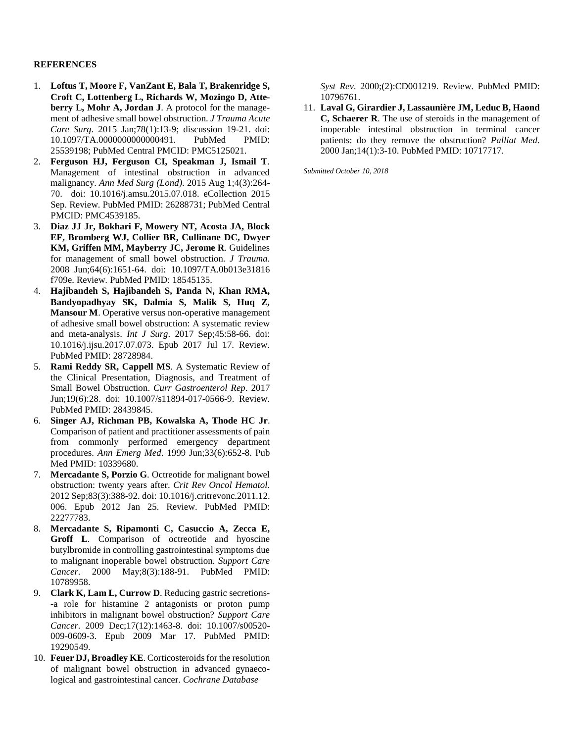**REFERENCES**

1. **Loftus T, Moore F, VanZant E, Bala T, Brakenridge S, Croft C, Lottenberg L, Richards W, Mozingo D, Atteberry L, Mohr A, Jordan J**. A protocol for the management of adhesive small bowel obstruction. *J Trauma Acute Care Surg*. 2015 Jan;78(1):13-9; discussion 19-21. doi: 10.1097/TA.0000000000000491. PubMed PMID: 25539198; PubMed Central PMCID: PMC5125021.
2. **Ferguson HJ, Ferguson CI, Speakman J, Ismail T**. Management of intestinal obstruction in advanced malignancy. *Ann Med Surg (Lond)*. 2015 Aug 1;4(3):264-70. doi: 10.1016/j.amsu.2015.07.018. eCollection 2015 Sep. Review. PubMed PMID: 26288731; PubMed Central PMCID: PMC4539185.
3. **Diaz JJ Jr, Bokhari F, Mowery NT, Acosta JA, Block EF, Bromberg WJ, Collier BR, Cullinane DC, Dwyer KM, Griffen MM, Mayberry JC, Jerome R**. Guidelines for management of small bowel obstruction. *J Trauma*. 2008 Jun;64(6):1651-64. doi: 10.1097/TA.0b013e31816f709e. Review. PubMed PMID: 18545135.
4. **Hajibandeh S, Hajibandeh S, Panda N, Khan RMA, Bandyopadhyay SK, Dalmia S, Malik S, Huq Z, Mansour M**. Operative versus non-operative management of adhesive small bowel obstruction: A systematic review and meta-analysis. *Int J Surg*. 2017 Sep;45:58-66. doi: 10.1016/j.ijsu.2017.07.073. Epub 2017 Jul 17. Review. PubMed PMID: 28728984.
5. **Rami Reddy SR, Cappell MS**. A Systematic Review of the Clinical Presentation, Diagnosis, and Treatment of Small Bowel Obstruction. *Curr Gastroenterol Rep*. 2017 Jun;19(6):28. doi: 10.1007/s11894-017-0566-9. Review. PubMed PMID: 28439845.
6. **Singer AJ, Richman PB, Kowalska A, Thode HC Jr**. Comparison of patient and practitioner assessments of pain from commonly performed emergency department procedures. *Ann Emerg Med*. 1999 Jun;33(6):652-8. Pub Med PMID: 10339680.
7. **Mercadante S, Porzio G**. Octreotide for malignant bowel obstruction: twenty years after. *Crit Rev Oncol Hematol*. 2012 Sep;83(3):388-92. doi: 10.1016/j.critrevonc.2011.12.006. Epub 2012 Jan 25. Review. PubMed PMID: 22277783.
8. **Mercadante S, Ripamonti C, Casuccio A, Zecca E, Groff L**. Comparison of octreotide and hyoscine butylbromide in controlling gastrointestinal symptoms due to malignant inoperable bowel obstruction. *Support Care Cancer*. 2000 May;8(3):188-91. PubMed PMID: 10789958.
9. **Clark K, Lam L, Currow D**. Reducing gastric secretions--a role for histamine 2 antagonists or proton pump inhibitors in malignant bowel obstruction? *Support Care Cancer*. 2009 Dec;17(12):1463-8. doi: 10.1007/s00520-009-0609-3. Epub 2009 Mar 17. PubMed PMID: 19290549.
10. **Feuer DJ, Broadley KE**. Corticosteroids for the resolution of malignant bowel obstruction in advanced gynaecological and gastrointestinal cancer. *Cochrane Database Syst Rev*. 2000;(2):CD001219. Review. PubMed PMID: 10796761.
11. **Laval G, Girardier J, Lassaunière JM, Leduc B, Haond C, Schaerer R**. The use of steroids in the management of inoperable intestinal obstruction in terminal cancer patients: do they remove the obstruction? *Palliat Med*. 2000 Jan;14(1):3-10. PubMed PMID: 10717717.

*Submitted October 10, 2018*